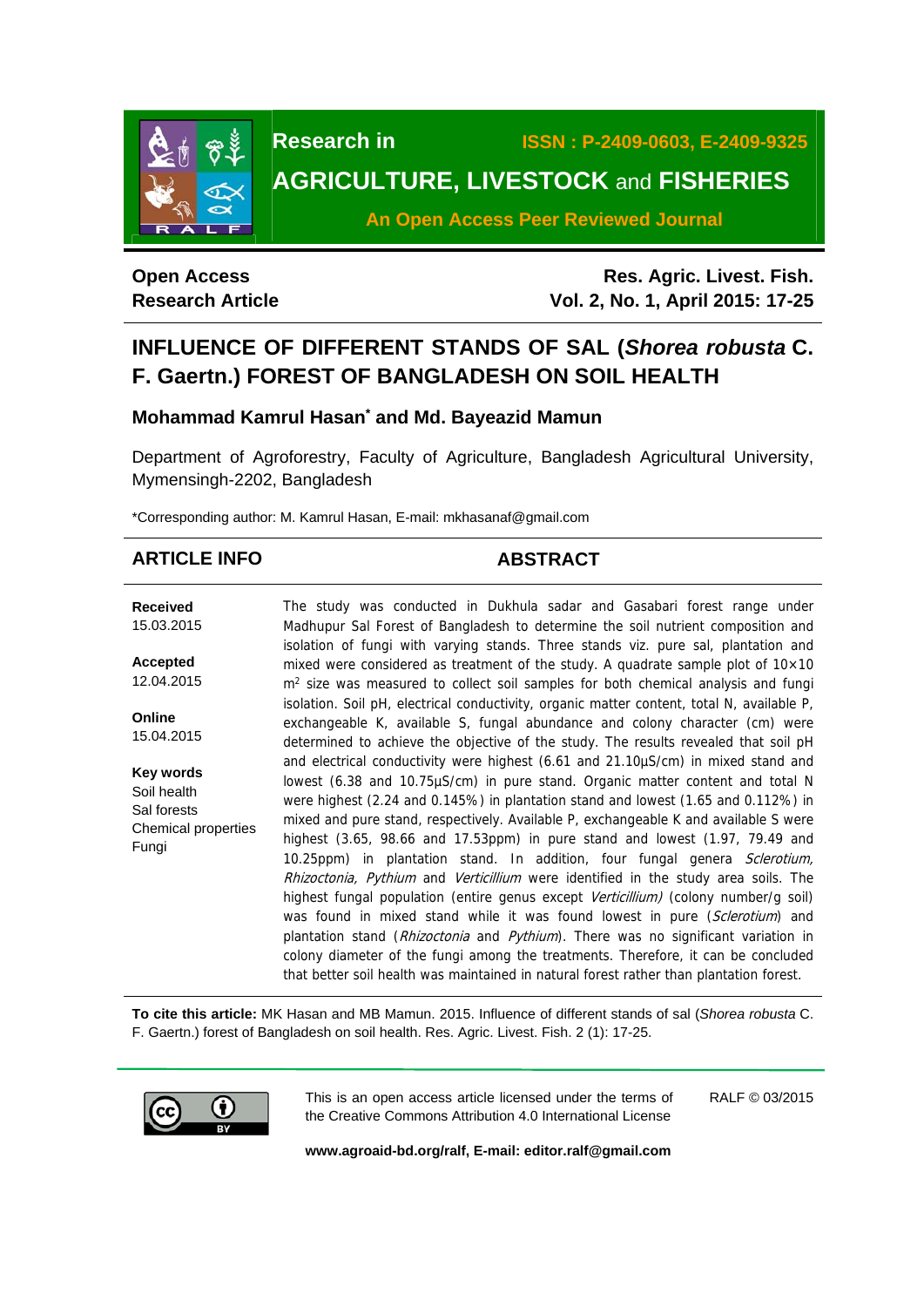Research in **ISSN : P-2409-0603, E-2409-9325**

# AGRICULTURE, LIVESTOCK and FISHERIES

**An Open Access Peer Reviewed Journal**

**Open Access**
**Research Article**

# INFLUENCE OF DIFFERENT STANDS OF SAL (*Shorea robusta* C. F. Gaertn.) FOREST OF BANGLADESH ON SOIL HEALTH

**Mohammad Kamrul Hasan*** **and Md. Bayeazid Mamun**

Department of Agroforestry, Faculty of Agriculture, Bangladesh Agricultural University, Mymensingh-2202, Bangladesh

*Corresponding author: M. Kamrul Hasan, E-mail: mkhasanaf@gmail.com

## ARTICLE INFO

**Received**
15.03.2015

**Accepted**
12.04.2015

**Online**
15.04.2015

**Key words**
Soil health
Sal forests
Chemical properties
Fungi

## ABSTRACT

The study was conducted in Dukhula sadar and Gasabari forest range under Madhupur Sal Forest of Bangladesh to determine the soil nutrient composition and isolation of fungi with varying stands. Three stands viz. pure sal, plantation and mixed were considered as treatment of the study. A quadrate sample plot of 10×10 $m^2$ size was measured to collect soil samples for both chemical analysis and fungi isolation. Soil pH, electrical conductivity, organic matter content, total N, available P, exchangeable K, available S, fungal abundance and colony character (cm) were determined to achieve the objective of the study. The results revealed that soil pH and electrical conductivity were highest (6.61 and 21.10µS/cm) in mixed stand and lowest (6.38 and 10.75µS/cm) in pure stand. Organic matter content and total N were highest (2.24 and 0.145%) in plantation stand and lowest (1.65 and 0.112%) in mixed and pure stand, respectively. Available P, exchangeable K and available S were highest (3.65, 98.66 and 17.53ppm) in pure stand and lowest (1.97, 79.49 and 10.25ppm) in plantation stand. In addition, four fungal genera *Sclerotium, Rhizoctonia, Pythium* and *Verticillium* were identified in the study area soils. The highest fungal population (entire genus except *Verticillium)* (colony number/g soil) was found in mixed stand while it was found lowest in pure (*Sclerotium*) and plantation stand (*Rhizoctonia* and *Pythium*). There was no significant variation in colony diameter of the fungi among the treatments. Therefore, it can be concluded that better soil health was maintained in natural forest rather than plantation forest.

**To cite this article:** MK Hasan and MB Mamun. 2015. Influence of different stands of sal (*Shorea robusta* C. F. Gaertn.) forest of Bangladesh on soil health. Res. Agric. Livest. Fish. 2 (1): 17-25.

This is an open access article licensed under the terms of the Creative Commons Attribution 4.0 International License

RALF © 03/2015

**www.agroaid-bd.org/ralf, E-mail: editor.ralf@gmail.com**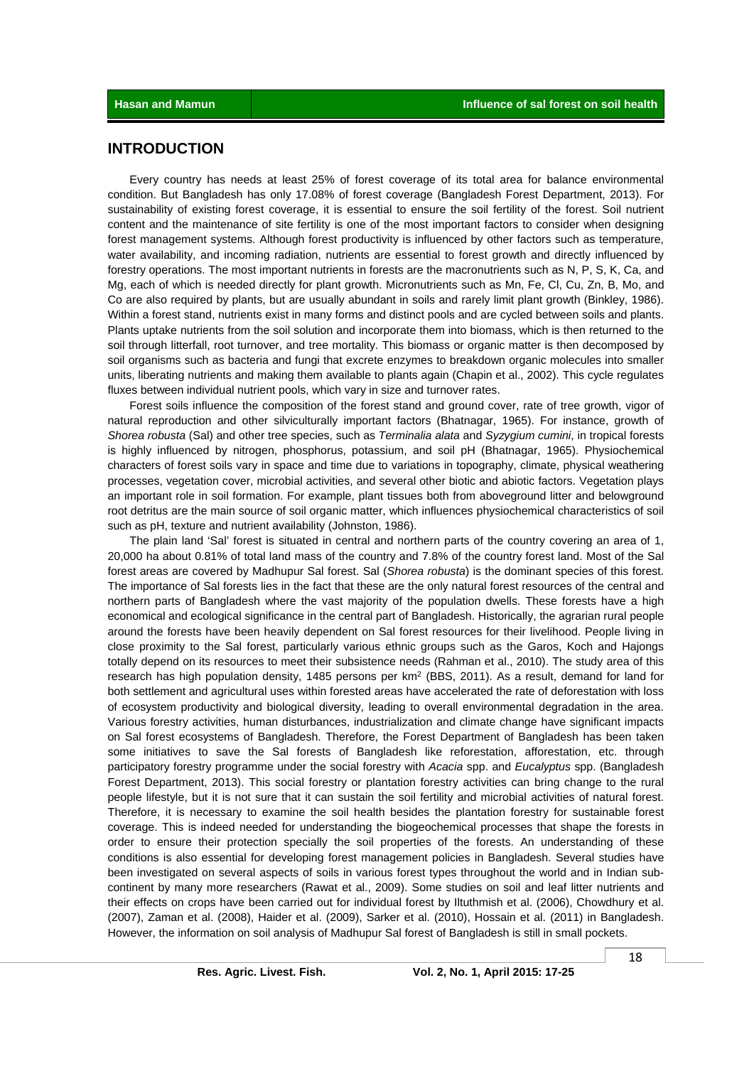## INTRODUCTION

Every country has needs at least 25% of forest coverage of its total area for balance environmental condition. But Bangladesh has only 17.08% of forest coverage (Bangladesh Forest Department, 2013). For sustainability of existing forest coverage, it is essential to ensure the soil fertility of the forest. Soil nutrient content and the maintenance of site fertility is one of the most important factors to consider when designing forest management systems. Although forest productivity is influenced by other factors such as temperature, water availability, and incoming radiation, nutrients are essential to forest growth and directly influenced by forestry operations. The most important nutrients in forests are the macronutrients such as N, P, S, K, Ca, and Mg, each of which is needed directly for plant growth. Micronutrients such as Mn, Fe, Cl, Cu, Zn, B, Mo, and Co are also required by plants, but are usually abundant in soils and rarely limit plant growth (Binkley, 1986). Within a forest stand, nutrients exist in many forms and distinct pools and are cycled between soils and plants. Plants uptake nutrients from the soil solution and incorporate them into biomass, which is then returned to the soil through litterfall, root turnover, and tree mortality. This biomass or organic matter is then decomposed by soil organisms such as bacteria and fungi that excrete enzymes to breakdown organic molecules into smaller units, liberating nutrients and making them available to plants again (Chapin et al., 2002). This cycle regulates fluxes between individual nutrient pools, which vary in size and turnover rates.

Forest soils influence the composition of the forest stand and ground cover, rate of tree growth, vigor of natural reproduction and other silviculturally important factors (Bhatnagar, 1965). For instance, growth of *Shorea robusta* (Sal) and other tree species, such as *Terminalia alata* and *Syzygium cumini*, in tropical forests is highly influenced by nitrogen, phosphorus, potassium, and soil pH (Bhatnagar, 1965). Physiochemical characters of forest soils vary in space and time due to variations in topography, climate, physical weathering processes, vegetation cover, microbial activities, and several other biotic and abiotic factors. Vegetation plays an important role in soil formation. For example, plant tissues both from aboveground litter and belowground root detritus are the main source of soil organic matter, which influences physiochemical characteristics of soil such as pH, texture and nutrient availability (Johnston, 1986).

The plain land 'Sal' forest is situated in central and northern parts of the country covering an area of 1, 20,000 ha about 0.81% of total land mass of the country and 7.8% of the country forest land. Most of the Sal forest areas are covered by Madhupur Sal forest. Sal (*Shorea robusta*) is the dominant species of this forest. The importance of Sal forests lies in the fact that these are the only natural forest resources of the central and northern parts of Bangladesh where the vast majority of the population dwells. These forests have a high economical and ecological significance in the central part of Bangladesh. Historically, the agrarian rural people around the forests have been heavily dependent on Sal forest resources for their livelihood. People living in close proximity to the Sal forest, particularly various ethnic groups such as the Garos, Koch and Hajongs totally depend on its resources to meet their subsistence needs (Rahman et al., 2010). The study area of this research has high population density, 1485 persons per km$^2$ (BBS, 2011). As a result, demand for land for both settlement and agricultural uses within forested areas have accelerated the rate of deforestation with loss of ecosystem productivity and biological diversity, leading to overall environmental degradation in the area. Various forestry activities, human disturbances, industrialization and climate change have significant impacts on Sal forest ecosystems of Bangladesh. Therefore, the Forest Department of Bangladesh has been taken some initiatives to save the Sal forests of Bangladesh like reforestation, afforestation, etc. through participatory forestry programme under the social forestry with *Acacia* spp. and *Eucalyptus* spp. (Bangladesh Forest Department, 2013). This social forestry or plantation forestry activities can bring change to the rural people lifestyle, but it is not sure that it can sustain the soil fertility and microbial activities of natural forest. Therefore, it is necessary to examine the soil health besides the plantation forestry for sustainable forest coverage. This is indeed needed for understanding the biogeochemical processes that shape the forests in order to ensure their protection specially the soil properties of the forests. An understanding of these conditions is also essential for developing forest management policies in Bangladesh. Several studies have been investigated on several aspects of soils in various forest types throughout the world and in Indian sub-continent by many more researchers (Rawat et al., 2009). Some studies on soil and leaf litter nutrients and their effects on crops have been carried out for individual forest by Iltuthmish et al. (2006), Chowdhury et al. (2007), Zaman et al. (2008), Haider et al. (2009), Sarker et al. (2010), Hossain et al. (2011) in Bangladesh. However, the information on soil analysis of Madhupur Sal forest of Bangladesh is still in small pockets.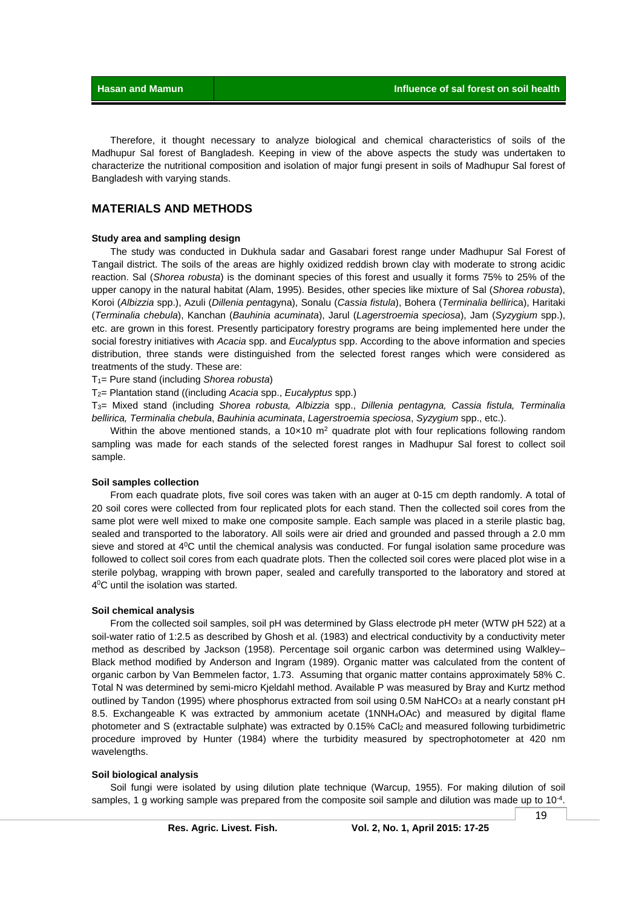Therefore, it thought necessary to analyze biological and chemical characteristics of soils of the Madhupur Sal forest of Bangladesh. Keeping in view of the above aspects the study was undertaken to characterize the nutritional composition and isolation of major fungi present in soils of Madhupur Sal forest of Bangladesh with varying stands.

## MATERIALS AND METHODS

### Study area and sampling design

The study was conducted in Dukhula sadar and Gasabari forest range under Madhupur Sal Forest of Tangail district. The soils of the areas are highly oxidized reddish brown clay with moderate to strong acidic reaction. Sal (*Shorea robusta*) is the dominant species of this forest and usually it forms 75% to 25% of the upper canopy in the natural habitat (Alam, 1995). Besides, other species like mixture of Sal (*Shorea robusta*), Koroi (*Albizzia* spp.), Azuli (*Dillenia pent*agyna), Sonalu (*Cassia fistula*), Bohera (*Terminalia bellirica*), Haritaki (*Terminalia chebula*), Kanchan (*Bauhinia acuminata*), Jarul (*Lagerstroemia speciosa*), Jam (*Syzygium* spp.), etc. are grown in this forest. Presently participatory forestry programs are being implemented here under the social forestry initiatives with *Acacia* spp. and *Eucalyptus* spp. According to the above information and species distribution, three stands were distinguished from the selected forest ranges which were considered as treatments of the study. These are:

$T_1$= Pure stand (including *Shorea robusta*)

$T_2$= Plantation stand ((including *Acacia* spp., *Eucalyptus* spp.)

$T_3$= Mixed stand (including *Shorea robusta, Albizzia* spp., *Dillenia pentagyna, Cassia fistula, Terminalia bellirica, Terminalia chebula*, *Bauhinia acuminata*, *Lagerstroemia speciosa*, *Syzygium* spp., etc.).

Within the above mentioned stands, a 10×10 $m^2$ quadrate plot with four replications following random sampling was made for each stands of the selected forest ranges in Madhupur Sal forest to collect soil sample.

### Soil samples collection

From each quadrate plots, five soil cores was taken with an auger at 0-15 cm depth randomly. A total of 20 soil cores were collected from four replicated plots for each stand. Then the collected soil cores from the same plot were well mixed to make one composite sample. Each sample was placed in a sterile plastic bag, sealed and transported to the laboratory. All soils were air dried and grounded and passed through a 2.0 mm sieve and stored at $4^0$C until the chemical analysis was conducted. For fungal isolation same procedure was followed to collect soil cores from each quadrate plots. Then the collected soil cores were placed plot wise in a sterile polybag, wrapping with brown paper, sealed and carefully transported to the laboratory and stored at $4^0$C until the isolation was started.

### Soil chemical analysis

From the collected soil samples, soil pH was determined by Glass electrode pH meter (WTW pH 522) at a soil-water ratio of 1:2.5 as described by Ghosh et al. (1983) and electrical conductivity by a conductivity meter method as described by Jackson (1958). Percentage soil organic carbon was determined using Walkley–Black method modified by Anderson and Ingram (1989). Organic matter was calculated from the content of organic carbon by Van Bemmelen factor, 1.73. Assuming that organic matter contains approximately 58% C. Total N was determined by semi-micro Kjeldahl method. Available P was measured by Bray and Kurtz method outlined by Tandon (1995) where phosphorus extracted from soil using 0.5M $NaHCO_3$ at a nearly constant pH 8.5. Exchangeable K was extracted by ammonium acetate (1N$NH_4OAc$) and measured by digital flame photometer and S (extractable sulphate) was extracted by 0.15% $CaCl_2$ and measured following turbidimetric procedure improved by Hunter (1984) where the turbidity measured by spectrophotometer at 420 nm wavelengths.

### Soil biological analysis

Soil fungi were isolated by using dilution plate technique (Warcup, 1955). For making dilution of soil samples, 1 g working sample was prepared from the composite soil sample and dilution was made up to $10^{-4}$.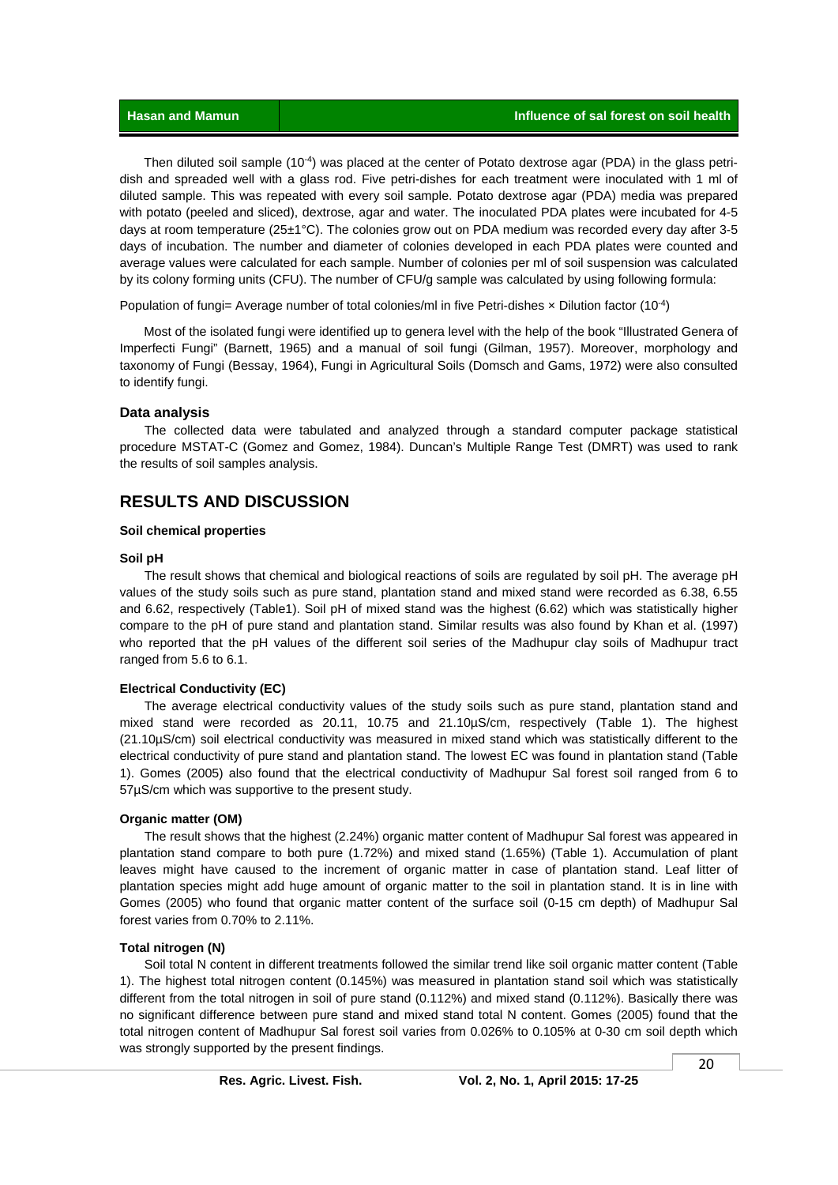Then diluted soil sample ($10^{-4}$) was placed at the center of Potato dextrose agar (PDA) in the glass petri-dish and spreaded well with a glass rod. Five petri-dishes for each treatment were inoculated with 1 ml of diluted sample. This was repeated with every soil sample. Potato dextrose agar (PDA) media was prepared with potato (peeled and sliced), dextrose, agar and water. The inoculated PDA plates were incubated for 4-5 days at room temperature (25±1°C). The colonies grow out on PDA medium was recorded every day after 3-5 days of incubation. The number and diameter of colonies developed in each PDA plates were counted and average values were calculated for each sample. Number of colonies per ml of soil suspension was calculated by its colony forming units (CFU). The number of CFU/g sample was calculated by using following formula:

Population of fungi= Average number of total colonies/ml in five Petri-dishes × Dilution factor ($10^{-4}$)

Most of the isolated fungi were identified up to genera level with the help of the book "Illustrated Genera of Imperfecti Fungi" (Barnett, 1965) and a manual of soil fungi (Gilman, 1957). Moreover, morphology and taxonomy of Fungi (Bessay, 1964), Fungi in Agricultural Soils (Domsch and Gams, 1972) were also consulted to identify fungi.

### Data analysis

The collected data were tabulated and analyzed through a standard computer package statistical procedure MSTAT-C (Gomez and Gomez, 1984). Duncan's Multiple Range Test (DMRT) was used to rank the results of soil samples analysis.

## RESULTS AND DISCUSSION

#### Soil chemical properties

#### Soil pH

The result shows that chemical and biological reactions of soils are regulated by soil pH. The average pH values of the study soils such as pure stand, plantation stand and mixed stand were recorded as 6.38, 6.55 and 6.62, respectively (Table1). Soil pH of mixed stand was the highest (6.62) which was statistically higher compare to the pH of pure stand and plantation stand. Similar results was also found by Khan et al. (1997) who reported that the pH values of the different soil series of the Madhupur clay soils of Madhupur tract ranged from 5.6 to 6.1.

#### Electrical Conductivity (EC)

The average electrical conductivity values of the study soils such as pure stand, plantation stand and mixed stand were recorded as 20.11, 10.75 and 21.10µS/cm, respectively (Table 1). The highest (21.10µS/cm) soil electrical conductivity was measured in mixed stand which was statistically different to the electrical conductivity of pure stand and plantation stand. The lowest EC was found in plantation stand (Table 1). Gomes (2005) also found that the electrical conductivity of Madhupur Sal forest soil ranged from 6 to 57µS/cm which was supportive to the present study.

#### Organic matter (OM)

The result shows that the highest (2.24%) organic matter content of Madhupur Sal forest was appeared in plantation stand compare to both pure (1.72%) and mixed stand (1.65%) (Table 1). Accumulation of plant leaves might have caused to the increment of organic matter in case of plantation stand. Leaf litter of plantation species might add huge amount of organic matter to the soil in plantation stand. It is in line with Gomes (2005) who found that organic matter content of the surface soil (0-15 cm depth) of Madhupur Sal forest varies from 0.70% to 2.11%.

#### Total nitrogen (N)

Soil total N content in different treatments followed the similar trend like soil organic matter content (Table 1). The highest total nitrogen content (0.145%) was measured in plantation stand soil which was statistically different from the total nitrogen in soil of pure stand (0.112%) and mixed stand (0.112%). Basically there was no significant difference between pure stand and mixed stand total N content. Gomes (2005) found that the total nitrogen content of Madhupur Sal forest soil varies from 0.026% to 0.105% at 0-30 cm soil depth which was strongly supported by the present findings.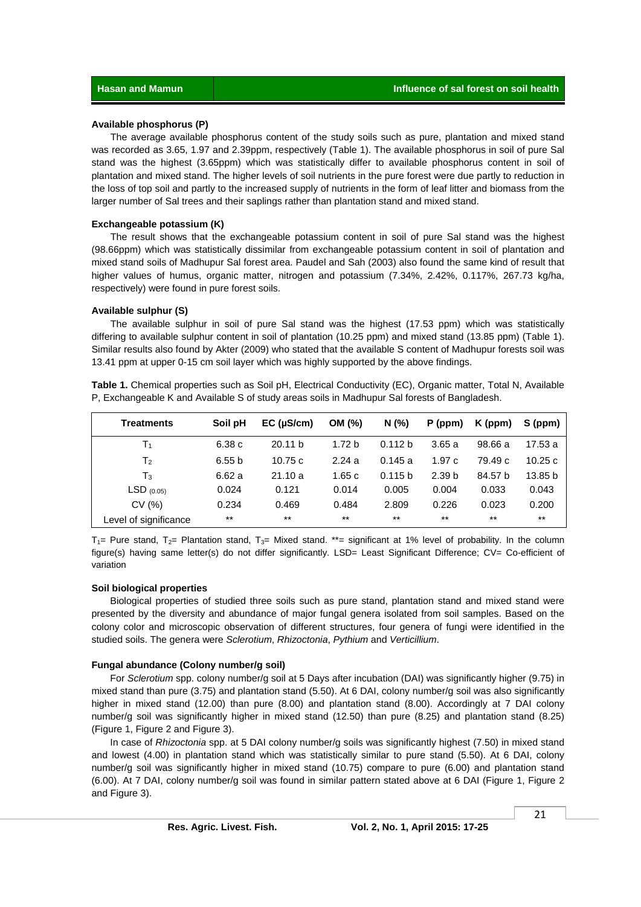### Available phosphorus (P)

The average available phosphorus content of the study soils such as pure, plantation and mixed stand was recorded as 3.65, 1.97 and 2.39ppm, respectively (Table 1). The available phosphorus in soil of pure Sal stand was the highest (3.65ppm) which was statistically differ to available phosphorus content in soil of plantation and mixed stand. The higher levels of soil nutrients in the pure forest were due partly to reduction in the loss of top soil and partly to the increased supply of nutrients in the form of leaf litter and biomass from the larger number of Sal trees and their saplings rather than plantation stand and mixed stand.

### Exchangeable potassium (K)

The result shows that the exchangeable potassium content in soil of pure Sal stand was the highest (98.66ppm) which was statistically dissimilar from exchangeable potassium content in soil of plantation and mixed stand soils of Madhupur Sal forest area. Paudel and Sah (2003) also found the same kind of result that higher values of humus, organic matter, nitrogen and potassium (7.34%, 2.42%, 0.117%, 267.73 kg/ha, respectively) were found in pure forest soils.

### Available sulphur (S)

The available sulphur in soil of pure Sal stand was the highest (17.53 ppm) which was statistically differing to available sulphur content in soil of plantation (10.25 ppm) and mixed stand (13.85 ppm) (Table 1). Similar results also found by Akter (2009) who stated that the available S content of Madhupur forests soil was 13.41 ppm at upper 0-15 cm soil layer which was highly supported by the above findings.

**Table 1.** Chemical properties such as Soil pH, Electrical Conductivity (EC), Organic matter, Total N, Available P, Exchangeable K and Available S of study areas soils in Madhupur Sal forests of Bangladesh.

| Treatments | Soil pH | EC (μS/cm) | OM (%) | N (%) | P (ppm) | K (ppm) | S (ppm) |
|---|---|---|---|---|---|---|---|
| $T_1$ | 6.38 c | 20.11 b | 1.72 b | 0.112 b | 3.65 a | 98.66 a | 17.53 a |
| $T_2$ | 6.55 b | 10.75 c | 2.24 a | 0.145 a | 1.97 c | 79.49 c | 10.25 c |
| $T_3$ | 6.62 a | 21.10 a | 1.65 c | 0.115 b | 2.39 b | 84.57 b | 13.85 b |
| $LSD_{(0.05)}$ | 0.024 | 0.121 | 0.014 | 0.005 | 0.004 | 0.033 | 0.043 |
| CV (%) | 0.234 | 0.469 | 0.484 | 2.809 | 0.226 | 0.023 | 0.200 |
| Level of significance | ** | ** | ** | ** | ** | ** | ** |

$T_1$= Pure stand, $T_2$= Plantation stand, $T_3$= Mixed stand. **= significant at 1% level of probability. In the column figure(s) having same letter(s) do not differ significantly. LSD= Least Significant Difference; CV= Co-efficient of variation

### Soil biological properties

Biological properties of studied three soils such as pure stand, plantation stand and mixed stand were presented by the diversity and abundance of major fungal genera isolated from soil samples. Based on the colony color and microscopic observation of different structures, four genera of fungi were identified in the studied soils. The genera were *Sclerotium*, *Rhizoctonia*, *Pythium* and *Verticillium*.

### Fungal abundance (Colony number/g soil)

For *Sclerotium* spp. colony number/g soil at 5 Days after incubation (DAI) was significantly higher (9.75) in mixed stand than pure (3.75) and plantation stand (5.50). At 6 DAI, colony number/g soil was also significantly higher in mixed stand (12.00) than pure (8.00) and plantation stand (8.00). Accordingly at 7 DAI colony number/g soil was significantly higher in mixed stand (12.50) than pure (8.25) and plantation stand (8.25) (Figure 1, Figure 2 and Figure 3).

In case of *Rhizoctonia* spp. at 5 DAI colony number/g soils was significantly highest (7.50) in mixed stand and lowest (4.00) in plantation stand which was statistically similar to pure stand (5.50). At 6 DAI, colony number/g soil was significantly higher in mixed stand (10.75) compare to pure (6.00) and plantation stand (6.00). At 7 DAI, colony number/g soil was found in similar pattern stated above at 6 DAI (Figure 1, Figure 2 and Figure 3).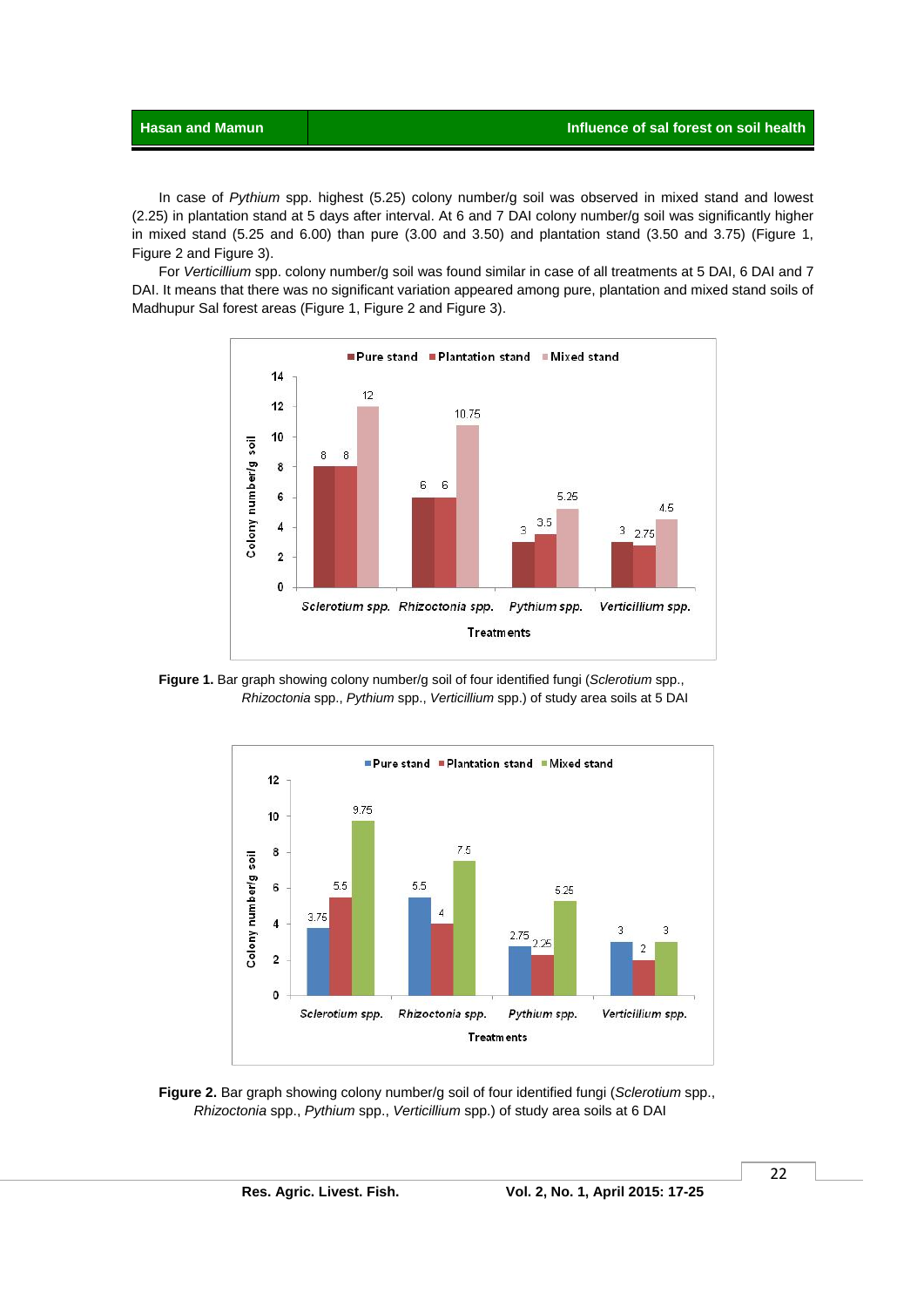In case of *Pythium* spp. highest (5.25) colony number/g soil was observed in mixed stand and lowest (2.25) in plantation stand at 5 days after interval. At 6 and 7 DAI colony number/g soil was significantly higher in mixed stand (5.25 and 6.00) than pure (3.00 and 3.50) and plantation stand (3.50 and 3.75) (Figure 1, Figure 2 and Figure 3).

For *Verticillium* spp. colony number/g soil was found similar in case of all treatments at 5 DAI, 6 DAI and 7 DAI. It means that there was no significant variation appeared among pure, plantation and mixed stand soils of Madhupur Sal forest areas (Figure 1, Figure 2 and Figure 3).

**Figure 1.** Bar graph showing colony number/g soil of four identified fungi (*Sclerotium* spp., *Rhizoctonia* spp., *Pythium* spp., *Verticillium* spp.) of study area soils at 5 DAI

**Figure 2.** Bar graph showing colony number/g soil of four identified fungi (*Sclerotium* spp., *Rhizoctonia* spp., *Pythium* spp., *Verticillium* spp.) of study area soils at 6 DAI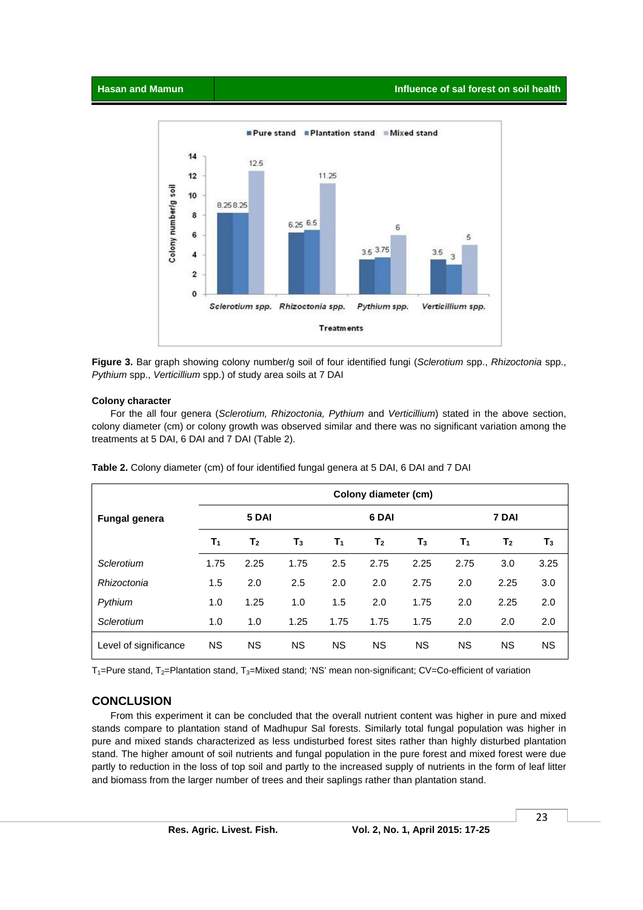**Figure 3.** Bar graph showing colony number/g soil of four identified fungi (*Sclerotium* spp., *Rhizoctonia* spp., *Pythium* spp., *Verticillium* spp.) of study area soils at 7 DAI

#### Colony character

For the all four genera (*Sclerotium, Rhizoctonia, Pythium* and *Verticillium*) stated in the above section, colony diameter (cm) or colony growth was observed similar and there was no significant variation among the treatments at 5 DAI, 6 DAI and 7 DAI (Table 2).

**Table 2.** Colony diameter (cm) of four identified fungal genera at 5 DAI, 6 DAI and 7 DAI

| Fungal genera | Colony diameter (cm) | | | | | | | | |
|---|---|---|---|---|---|---|---|---|---|
| | 5 DAI | | | 6 DAI | | | 7 DAI | | |
| | $T_1$ | $T_2$ | $T_3$ | $T_1$ | $T_2$ | $T_3$ | $T_1$ | $T_2$ | $T_3$ |
| *Sclerotium* | 1.75 | 2.25 | 1.75 | 2.5 | 2.75 | 2.25 | 2.75 | 3.0 | 3.25 |
| *Rhizoctonia* | 1.5 | 2.0 | 2.5 | 2.0 | 2.0 | 2.75 | 2.0 | 2.25 | 3.0 |
| *Pythium* | 1.0 | 1.25 | 1.0 | 1.5 | 2.0 | 1.75 | 2.0 | 2.25 | 2.0 |
| *Sclerotium* | 1.0 | 1.0 | 1.25 | 1.75 | 1.75 | 1.75 | 2.0 | 2.0 | 2.0 |
| Level of significance | NS | NS | NS | NS | NS | NS | NS | NS | NS |

$T_1$=Pure stand, $T_2$=Plantation stand, $T_3$=Mixed stand; 'NS' mean non-significant; CV=Co-efficient of variation

## CONCLUSION

From this experiment it can be concluded that the overall nutrient content was higher in pure and mixed stands compare to plantation stand of Madhupur Sal forests. Similarly total fungal population was higher in pure and mixed stands characterized as less undisturbed forest sites rather than highly disturbed plantation stand. The higher amount of soil nutrients and fungal population in the pure forest and mixed forest were due partly to reduction in the loss of top soil and partly to the increased supply of nutrients in the form of leaf litter and biomass from the larger number of trees and their saplings rather than plantation stand.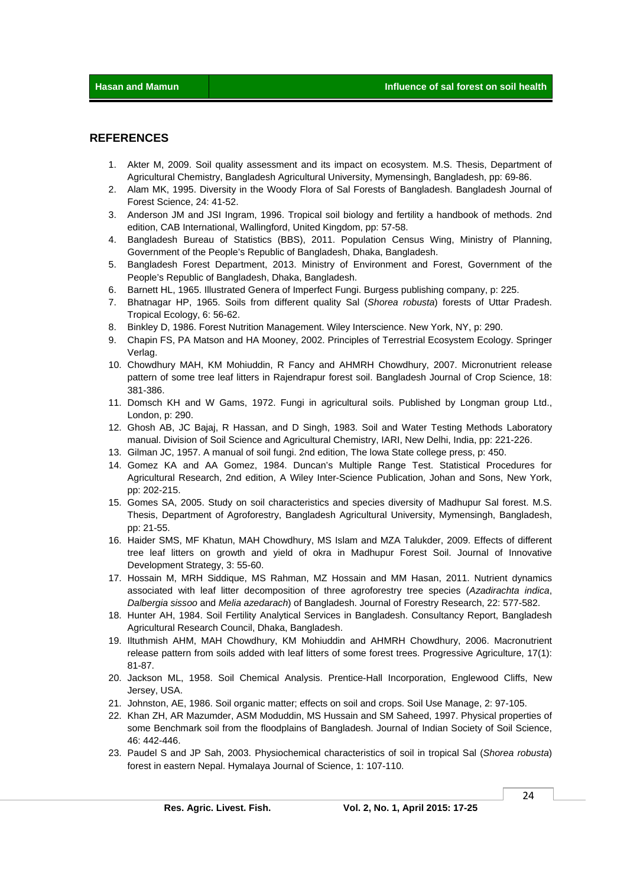## REFERENCES

1. Akter M, 2009. Soil quality assessment and its impact on ecosystem. M.S. Thesis, Department of Agricultural Chemistry, Bangladesh Agricultural University, Mymensingh, Bangladesh, pp: 69-86.
2. Alam MK, 1995. Diversity in the Woody Flora of Sal Forests of Bangladesh. Bangladesh Journal of Forest Science, 24: 41-52.
3. Anderson JM and JSI Ingram, 1996. Tropical soil biology and fertility a handbook of methods. 2nd edition, CAB International, Wallingford, United Kingdom, pp: 57-58.
4. Bangladesh Bureau of Statistics (BBS), 2011. Population Census Wing, Ministry of Planning, Government of the People's Republic of Bangladesh, Dhaka, Bangladesh.
5. Bangladesh Forest Department, 2013. Ministry of Environment and Forest, Government of the People's Republic of Bangladesh, Dhaka, Bangladesh.
6. Barnett HL, 1965. Illustrated Genera of Imperfect Fungi. Burgess publishing company, p: 225.
7. Bhatnagar HP, 1965. Soils from different quality Sal (*Shorea robusta*) forests of Uttar Pradesh. Tropical Ecology, 6: 56-62.
8. Binkley D, 1986. Forest Nutrition Management. Wiley Interscience. New York, NY, p: 290.
9. Chapin FS, PA Matson and HA Mooney, 2002. Principles of Terrestrial Ecosystem Ecology. Springer Verlag.
10. Chowdhury MAH, KM Mohiuddin, R Fancy and AHMRH Chowdhury, 2007. Micronutrient release pattern of some tree leaf litters in Rajendrapur forest soil. Bangladesh Journal of Crop Science, 18: 381-386.
11. Domsch KH and W Gams, 1972. Fungi in agricultural soils. Published by Longman group Ltd., London, p: 290.
12. Ghosh AB, JC Bajaj, R Hassan, and D Singh, 1983. Soil and Water Testing Methods Laboratory manual. Division of Soil Science and Agricultural Chemistry, IARI, New Delhi, India, pp: 221-226.
13. Gilman JC, 1957. A manual of soil fungi. 2nd edition, The Iowa State college press, p: 450.
14. Gomez KA and AA Gomez, 1984. Duncan's Multiple Range Test. Statistical Procedures for Agricultural Research, 2nd edition, A Wiley Inter-Science Publication, Johan and Sons, New York, pp: 202-215.
15. Gomes SA, 2005. Study on soil characteristics and species diversity of Madhupur Sal forest. M.S. Thesis, Department of Agroforestry, Bangladesh Agricultural University, Mymensingh, Bangladesh, pp: 21-55.
16. Haider SMS, MF Khatun, MAH Chowdhury, MS Islam and MZA Talukder, 2009. Effects of different tree leaf litters on growth and yield of okra in Madhupur Forest Soil. Journal of Innovative Development Strategy, 3: 55-60.
17. Hossain M, MRH Siddique, MS Rahman, MZ Hossain and MM Hasan, 2011. Nutrient dynamics associated with leaf litter decomposition of three agroforestry tree species (*Azadirachta indica*, *Dalbergia sissoo* and *Melia azedarach*) of Bangladesh. Journal of Forestry Research, 22: 577-582.
18. Hunter AH, 1984. Soil Fertility Analytical Services in Bangladesh. Consultancy Report, Bangladesh Agricultural Research Council, Dhaka, Bangladesh.
19. Iltuthmish AHM, MAH Chowdhury, KM Mohiuddin and AHMRH Chowdhury, 2006. Macronutrient release pattern from soils added with leaf litters of some forest trees. Progressive Agriculture, 17(1): 81-87.
20. Jackson ML, 1958. Soil Chemical Analysis. Prentice-Hall Incorporation, Englewood Cliffs, New Jersey, USA.
21. Johnston, AE, 1986. Soil organic matter; effects on soil and crops. Soil Use Manage, 2: 97-105.
22. Khan ZH, AR Mazumder, ASM Moduddin, MS Hussain and SM Saheed, 1997. Physical properties of some Benchmark soil from the floodplains of Bangladesh. Journal of Indian Society of Soil Science, 46: 442-446.
23. Paudel S and JP Sah, 2003. Physiochemical characteristics of soil in tropical Sal (*Shorea robusta*) forest in eastern Nepal. Hymalaya Journal of Science, 1: 107-110.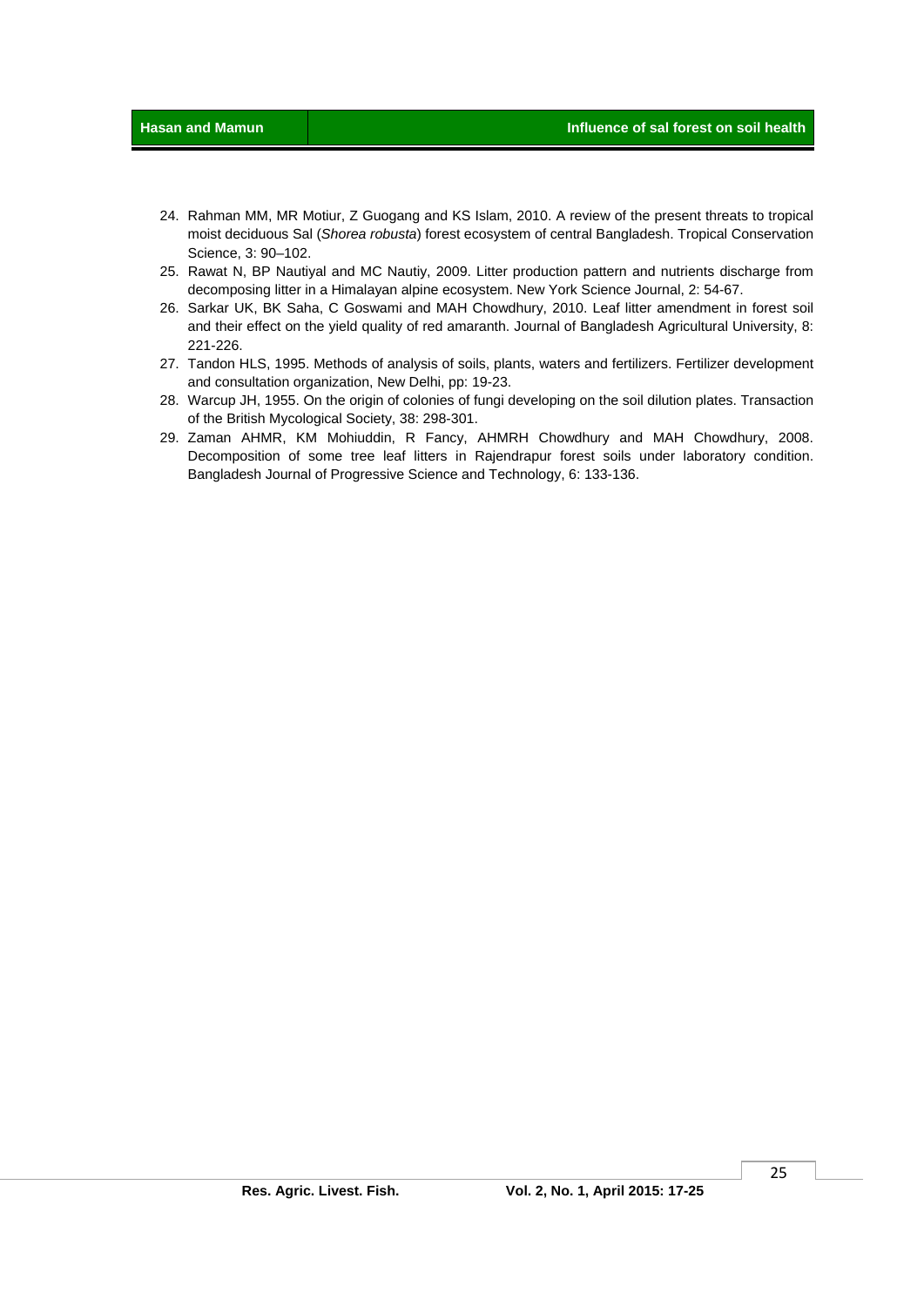24. Rahman MM, MR Motiur, Z Guogang and KS Islam, 2010. A review of the present threats to tropical moist deciduous Sal (*Shorea robusta*) forest ecosystem of central Bangladesh. Tropical Conservation Science, 3: 90–102.
25. Rawat N, BP Nautiyal and MC Nautiy, 2009. Litter production pattern and nutrients discharge from decomposing litter in a Himalayan alpine ecosystem. New York Science Journal, 2: 54-67.
26. Sarkar UK, BK Saha, C Goswami and MAH Chowdhury, 2010. Leaf litter amendment in forest soil and their effect on the yield quality of red amaranth. Journal of Bangladesh Agricultural University, 8: 221-226.
27. Tandon HLS, 1995. Methods of analysis of soils, plants, waters and fertilizers. Fertilizer development and consultation organization, New Delhi, pp: 19-23.
28. Warcup JH, 1955. On the origin of colonies of fungi developing on the soil dilution plates. Transaction of the British Mycological Society, 38: 298-301.
29. Zaman AHMR, KM Mohiuddin, R Fancy, AHMRH Chowdhury and MAH Chowdhury, 2008. Decomposition of some tree leaf litters in Rajendrapur forest soils under laboratory condition. Bangladesh Journal of Progressive Science and Technology, 6: 133-136.